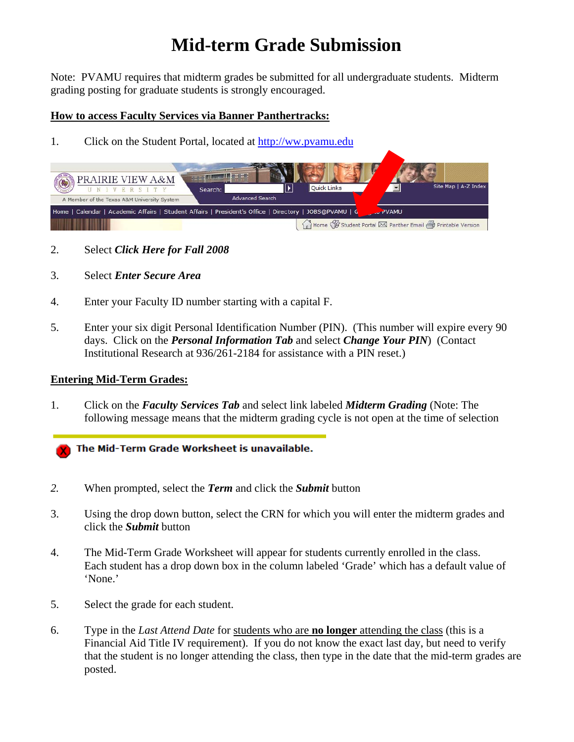# Mid-term Grade Submission

Note: PVAMU requires that midterm grades be submitted for all undergraduate students. Midterm grading posting for graduate students is strongly encouraged.

**How to access Faculty Services via Banner Panthertracks:**

1. Click on the Student Portal, located at http://ww.pvamu.edu

2. Select ***Click Here for Fall 2008***

3. Select ***Enter Secure Area***

4. Enter your Faculty ID number starting with a capital F.

5. Enter your six digit Personal Identification Number (PIN). (This number will expire every 90 days. Click on the ***Personal Information Tab*** and select ***Change Your PIN***) (Contact Institutional Research at 936/261-2184 for assistance with a PIN reset.)

**Entering Mid-Term Grades:**

1. Click on the ***Faculty Services Tab*** and select link labeled ***Midterm Grading*** (Note: The following message means that the midterm grading cycle is not open at the time of selection

   **The Mid-Term Grade Worksheet is unavailable.**

2. When prompted, select the ***Term*** and click the ***Submit*** button

3. Using the drop down button, select the CRN for which you will enter the midterm grades and click the ***Submit*** button

4. The Mid-Term Grade Worksheet will appear for students currently enrolled in the class. Each student has a drop down box in the column labeled 'Grade' which has a default value of 'None.'

5. Select the grade for each student.

6. Type in the *Last Attend Date* for students who are **no longer** attending the class (this is a Financial Aid Title IV requirement). If you do not know the exact last day, but need to verify that the student is no longer attending the class, then type in the date that the mid-term grades are posted.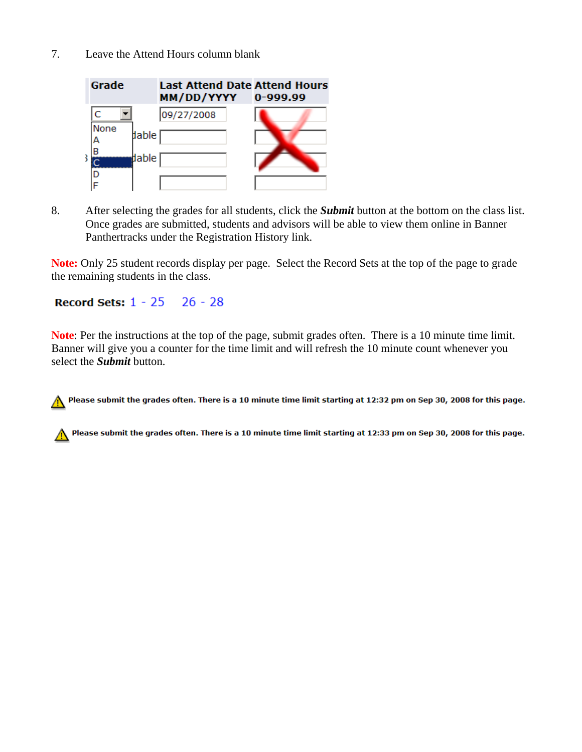7. Leave the Attend Hours column blank

| Grade | Last Attend Date MM/DD/YYYY | Attend Hours 0-999.99 |
| --- | --- | --- |
| C | 09/27/2008 | |

None
A
B
C
D
F

8. After selecting the grades for all students, click the ***Submit*** button at the bottom on the class list. Once grades are submitted, students and advisors will be able to view them online in Banner Panthertracks under the Registration History link.

**Note:** Only 25 student records display per page. Select the Record Sets at the top of the page to grade the remaining students in the class.

**Record Sets:** 1 - 25 26 - 28

**Note**: Per the instructions at the top of the page, submit grades often. There is a 10 minute time limit. Banner will give you a counter for the time limit and will refresh the 10 minute count whenever you select the ***Submit*** button.

**Please submit the grades often. There is a 10 minute time limit starting at 12:32 pm on Sep 30, 2008 for this page.**

**Please submit the grades often. There is a 10 minute time limit starting at 12:33 pm on Sep 30, 2008 for this page.**